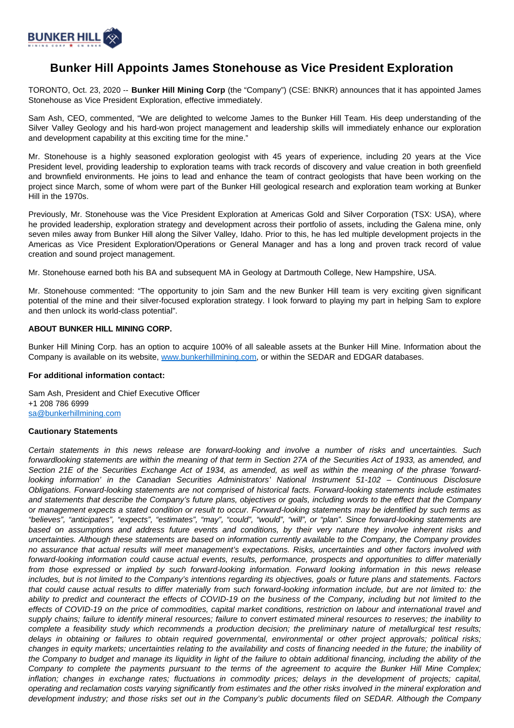# Bunker Hill Appoints James Stonehouse as Vice President Exploration

TORONTO, Oct. 23, 2020 -- **Bunker Hill Mining Corp** (the “Company”) (CSE: BNKR) announces that it has appointed James Stonehouse as Vice President Exploration, effective immediately.

Sam Ash, CEO, commented, “We are delighted to welcome James to the Bunker Hill Team. His deep understanding of the Silver Valley Geology and his hard-won project management and leadership skills will immediately enhance our exploration and development capability at this exciting time for the mine.”

Mr. Stonehouse is a highly seasoned exploration geologist with 45 years of experience, including 20 years at the Vice President level, providing leadership to exploration teams with track records of discovery and value creation in both greenfield and brownfield environments. He joins to lead and enhance the team of contract geologists that have been working on the project since March, some of whom were part of the Bunker Hill geological research and exploration team working at Bunker Hill in the 1970s.

Previously, Mr. Stonehouse was the Vice President Exploration at Americas Gold and Silver Corporation (TSX: USA), where he provided leadership, exploration strategy and development across their portfolio of assets, including the Galena mine, only seven miles away from Bunker Hill along the Silver Valley, Idaho. Prior to this, he has led multiple development projects in the Americas as Vice President Exploration/Operations or General Manager and has a long and proven track record of value creation and sound project management.

Mr. Stonehouse earned both his BA and subsequent MA in Geology at Dartmouth College, New Hampshire, USA.

Mr. Stonehouse commented: “The opportunity to join Sam and the new Bunker Hill team is very exciting given significant potential of the mine and their silver-focused exploration strategy. I look forward to playing my part in helping Sam to explore and then unlock its world-class potential”.

**ABOUT BUNKER HILL MINING CORP.**

Bunker Hill Mining Corp. has an option to acquire 100% of all saleable assets at the Bunker Hill Mine. Information about the Company is available on its website, www.bunkerhillmining.com, or within the SEDAR and EDGAR databases.

**For additional information contact:**

Sam Ash, President and Chief Executive Officer
+1 208 786 6999
sa@bunkerhillmining.com

**Cautionary Statements**

*Certain statements in this news release are forward-looking and involve a number of risks and uncertainties. Such forwardlooking statements are within the meaning of that term in Section 27A of the Securities Act of 1933, as amended, and Section 21E of the Securities Exchange Act of 1934, as amended, as well as within the meaning of the phrase ‘forward-looking information’ in the Canadian Securities Administrators’ National Instrument 51-102 – Continuous Disclosure Obligations. Forward-looking statements are not comprised of historical facts. Forward-looking statements include estimates and statements that describe the Company’s future plans, objectives or goals, including words to the effect that the Company or management expects a stated condition or result to occur. Forward-looking statements may be identified by such terms as “believes”, “anticipates”, “expects”, “estimates”, “may”, “could”, “would”, “will”, or “plan”. Since forward-looking statements are based on assumptions and address future events and conditions, by their very nature they involve inherent risks and uncertainties. Although these statements are based on information currently available to the Company, the Company provides no assurance that actual results will meet management’s expectations. Risks, uncertainties and other factors involved with forward-looking information could cause actual events, results, performance, prospects and opportunities to differ materially from those expressed or implied by such forward-looking information. Forward looking information in this news release includes, but is not limited to the Company’s intentions regarding its objectives, goals or future plans and statements. Factors that could cause actual results to differ materially from such forward-looking information include, but are not limited to: the ability to predict and counteract the effects of COVID-19 on the business of the Company, including but not limited to the effects of COVID-19 on the price of commodities, capital market conditions, restriction on labour and international travel and supply chains; failure to identify mineral resources; failure to convert estimated mineral resources to reserves; the inability to complete a feasibility study which recommends a production decision; the preliminary nature of metallurgical test results; delays in obtaining or failures to obtain required governmental, environmental or other project approvals; political risks; changes in equity markets; uncertainties relating to the availability and costs of financing needed in the future; the inability of the Company to budget and manage its liquidity in light of the failure to obtain additional financing, including the ability of the Company to complete the payments pursuant to the terms of the agreement to acquire the Bunker Hill Mine Complex; inflation; changes in exchange rates; fluctuations in commodity prices; delays in the development of projects; capital, operating and reclamation costs varying significantly from estimates and the other risks involved in the mineral exploration and development industry; and those risks set out in the Company’s public documents filed on SEDAR. Although the Company*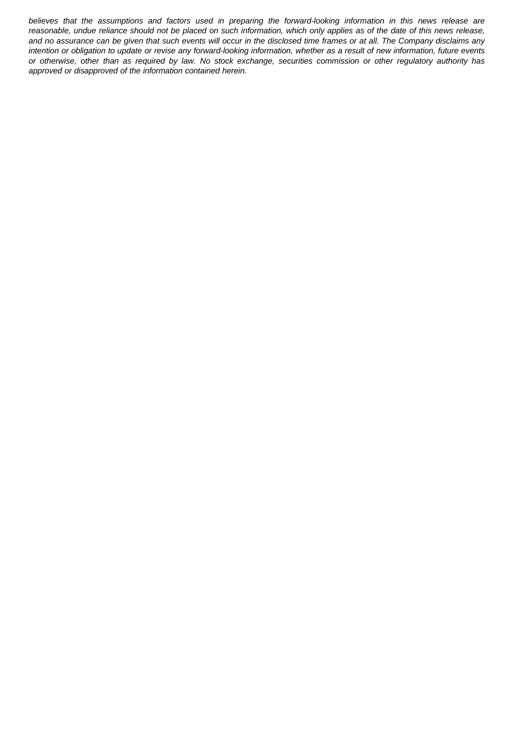*believes that the assumptions and factors used in preparing the forward-looking information in this news release are reasonable, undue reliance should not be placed on such information, which only applies as of the date of this news release, and no assurance can be given that such events will occur in the disclosed time frames or at all. The Company disclaims any intention or obligation to update or revise any forward-looking information, whether as a result of new information, future events or otherwise, other than as required by law. No stock exchange, securities commission or other regulatory authority has approved or disapproved of the information contained herein.*